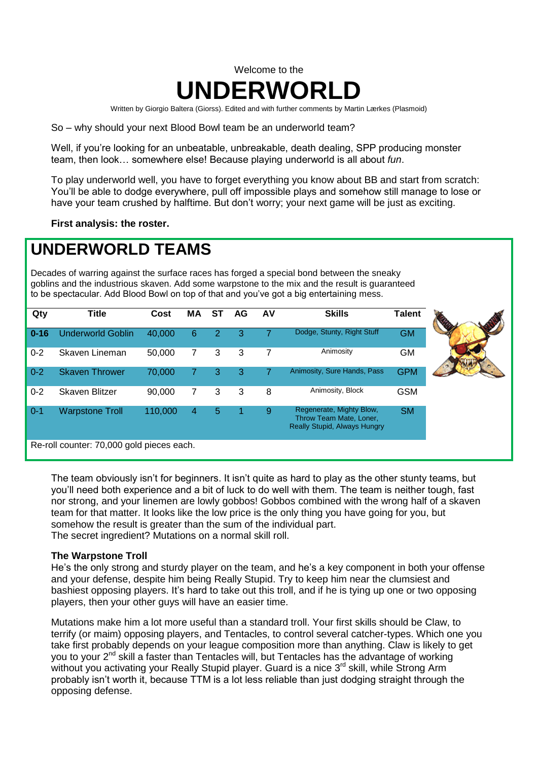Welcome to the

# UNDERWORLD

Written by Giorgio Baltera (Giorss). Edited and with further comments by Martin Lærkes (Plasmoid)

So – why should your next Blood Bowl team be an underworld team?

Well, if you're looking for an unbeatable, unbreakable, death dealing, SPP producing monster team, then look… somewhere else! Because playing underworld is all about *fun*.

To play underworld well, you have to forget everything you know about BB and start from scratch: You'll be able to dodge everywhere, pull off impossible plays and somehow still manage to lose or have your team crushed by halftime. But don't worry; your next game will be just as exciting.

**First analysis: the roster.**

## UNDERWORLD TEAMS

Decades of warring against the surface races has forged a special bond between the sneaky goblins and the industrious skaven. Add some warpstone to the mix and the result is guaranteed to be spectacular. Add Blood Bowl on top of that and you've got a big entertaining mess.

| Qty | Title | Cost | MA | ST | AG | AV | Skills | Talent |
|---|---|---|---|---|---|---|---|---|
| **0-16** | Underworld Goblin | 40,000 | 6 | 2 | 3 | 7 | Dodge, Stunty, Right Stuff | GM |
| 0-2 | Skaven Lineman | 50,000 | 7 | 3 | 3 | 7 | Animosity | GM |
| 0-2 | Skaven Thrower | 70,000 | 7 | 3 | 3 | 7 | Animosity, Sure Hands, Pass | GPM |
| 0-2 | Skaven Blitzer | 90,000 | 7 | 3 | 3 | 8 | Animosity, Block | GSM |
| 0-1 | Warpstone Troll | 110,000 | 4 | 5 | 1 | 9 | Regenerate, Mighty Blow, Throw Team Mate, Loner, Really Stupid, Always Hungry | SM |

Re-roll counter: 70,000 gold pieces each.

The team obviously isn't for beginners. It isn't quite as hard to play as the other stunty teams, but you'll need both experience and a bit of luck to do well with them. The team is neither tough, fast nor strong, and your linemen are lowly gobbos! Gobbos combined with the wrong half of a skaven team for that matter. It looks like the low price is the only thing you have going for you, but somehow the result is greater than the sum of the individual part.
The secret ingredient? Mutations on a normal skill roll.

**The Warpstone Troll**
He's the only strong and sturdy player on the team, and he's a key component in both your offense and your defense, despite him being Really Stupid. Try to keep him near the clumsiest and bashiest opposing players. It's hard to take out this troll, and if he is tying up one or two opposing players, then your other guys will have an easier time.

Mutations make him a lot more useful than a standard troll. Your first skills should be Claw, to terrify (or maim) opposing players, and Tentacles, to control several catcher-types. Which one you take first probably depends on your league composition more than anything. Claw is likely to get you to your 2nd skill a faster than Tentacles will, but Tentacles has the advantage of working without you activating your Really Stupid player. Guard is a nice 3rd skill, while Strong Arm probably isn't worth it, because TTM is a lot less reliable than just dodging straight through the opposing defense.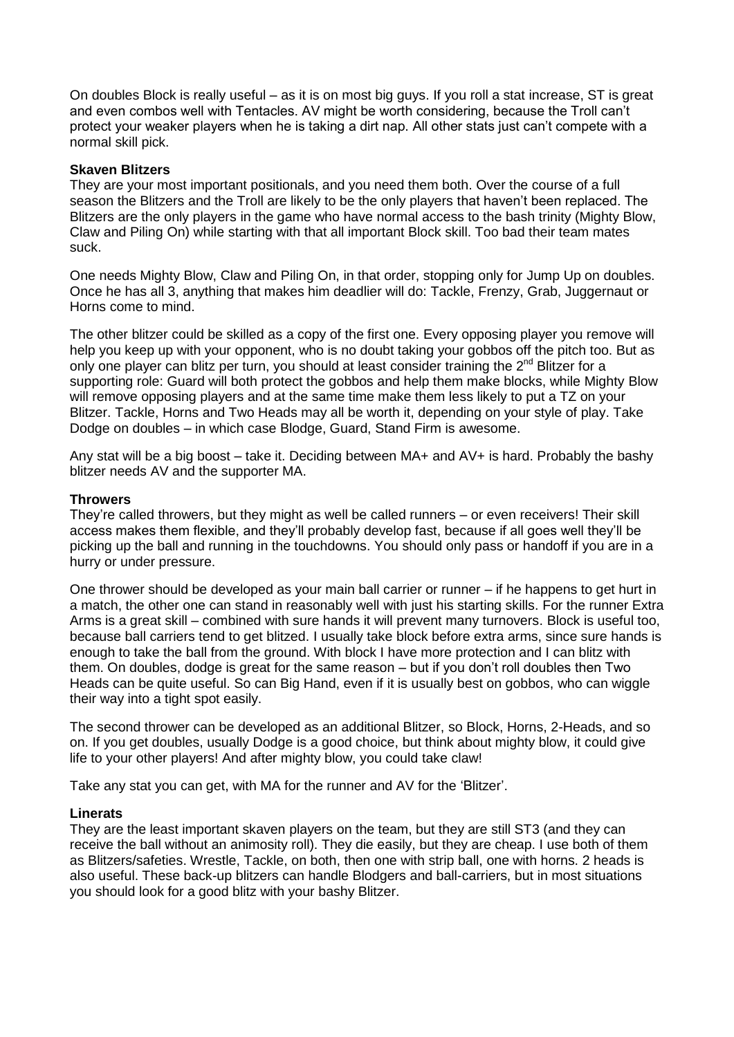On doubles Block is really useful – as it is on most big guys. If you roll a stat increase, ST is great and even combos well with Tentacles. AV might be worth considering, because the Troll can't protect your weaker players when he is taking a dirt nap. All other stats just can't compete with a normal skill pick.

**Skaven Blitzers**

They are your most important positionals, and you need them both. Over the course of a full season the Blitzers and the Troll are likely to be the only players that haven't been replaced. The Blitzers are the only players in the game who have normal access to the bash trinity (Mighty Blow, Claw and Piling On) while starting with that all important Block skill. Too bad their team mates suck.

One needs Mighty Blow, Claw and Piling On, in that order, stopping only for Jump Up on doubles. Once he has all 3, anything that makes him deadlier will do: Tackle, Frenzy, Grab, Juggernaut or Horns come to mind.

The other blitzer could be skilled as a copy of the first one. Every opposing player you remove will help you keep up with your opponent, who is no doubt taking your gobbos off the pitch too. But as only one player can blitz per turn, you should at least consider training the 2nd Blitzer for a supporting role: Guard will both protect the gobbos and help them make blocks, while Mighty Blow will remove opposing players and at the same time make them less likely to put a TZ on your Blitzer. Tackle, Horns and Two Heads may all be worth it, depending on your style of play. Take Dodge on doubles – in which case Blodge, Guard, Stand Firm is awesome.

Any stat will be a big boost – take it. Deciding between MA+ and AV+ is hard. Probably the bashy blitzer needs AV and the supporter MA.

**Throwers**

They're called throwers, but they might as well be called runners – or even receivers! Their skill access makes them flexible, and they'll probably develop fast, because if all goes well they'll be picking up the ball and running in the touchdowns. You should only pass or handoff if you are in a hurry or under pressure.

One thrower should be developed as your main ball carrier or runner – if he happens to get hurt in a match, the other one can stand in reasonably well with just his starting skills. For the runner Extra Arms is a great skill – combined with sure hands it will prevent many turnovers. Block is useful too, because ball carriers tend to get blitzed. I usually take block before extra arms, since sure hands is enough to take the ball from the ground. With block I have more protection and I can blitz with them. On doubles, dodge is great for the same reason – but if you don't roll doubles then Two Heads can be quite useful. So can Big Hand, even if it is usually best on gobbos, who can wiggle their way into a tight spot easily.

The second thrower can be developed as an additional Blitzer, so Block, Horns, 2-Heads, and so on. If you get doubles, usually Dodge is a good choice, but think about mighty blow, it could give life to your other players! And after mighty blow, you could take claw!

Take any stat you can get, with MA for the runner and AV for the 'Blitzer'.

**Linerats**

They are the least important skaven players on the team, but they are still ST3 (and they can receive the ball without an animosity roll). They die easily, but they are cheap. I use both of them as Blitzers/safeties. Wrestle, Tackle, on both, then one with strip ball, one with horns. 2 heads is also useful. These back-up blitzers can handle Blodgers and ball-carriers, but in most situations you should look for a good blitz with your bashy Blitzer.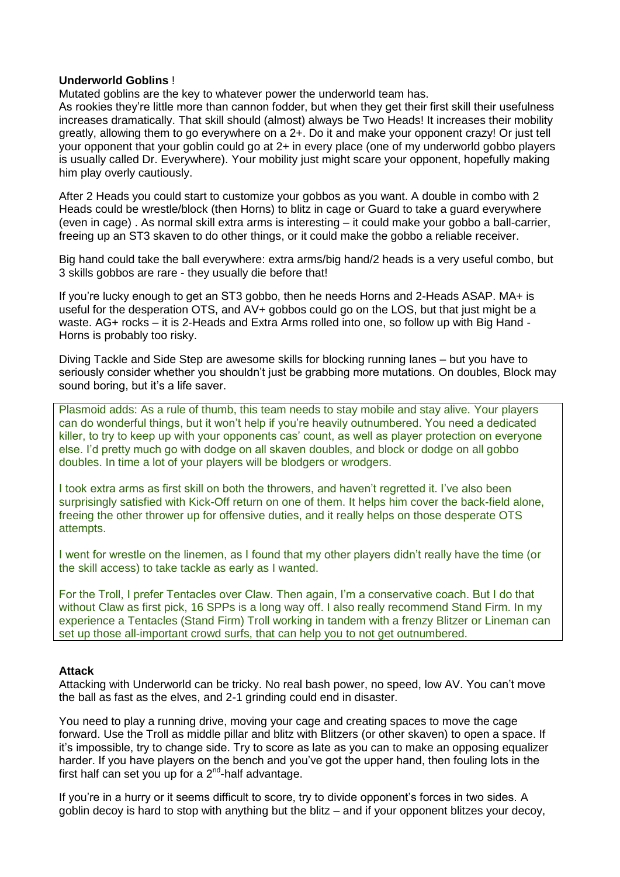**Underworld Goblins** !

Mutated goblins are the key to whatever power the underworld team has.

As rookies they're little more than cannon fodder, but when they get their first skill their usefulness increases dramatically. That skill should (almost) always be Two Heads! It increases their mobility greatly, allowing them to go everywhere on a 2+. Do it and make your opponent crazy! Or just tell your opponent that your goblin could go at 2+ in every place (one of my underworld gobbo players is usually called Dr. Everywhere). Your mobility just might scare your opponent, hopefully making him play overly cautiously.

After 2 Heads you could start to customize your gobbos as you want. A double in combo with 2 Heads could be wrestle/block (then Horns) to blitz in cage or Guard to take a guard everywhere (even in cage) . As normal skill extra arms is interesting – it could make your gobbo a ball-carrier, freeing up an ST3 skaven to do other things, or it could make the gobbo a reliable receiver.

Big hand could take the ball everywhere: extra arms/big hand/2 heads is a very useful combo, but 3 skills gobbos are rare - they usually die before that!

If you're lucky enough to get an ST3 gobbo, then he needs Horns and 2-Heads ASAP. MA+ is useful for the desperation OTS, and AV+ gobbos could go on the LOS, but that just might be a waste. AG+ rocks – it is 2-Heads and Extra Arms rolled into one, so follow up with Big Hand - Horns is probably too risky.

Diving Tackle and Side Step are awesome skills for blocking running lanes – but you have to seriously consider whether you shouldn't just be grabbing more mutations. On doubles, Block may sound boring, but it's a life saver.

> Plasmoid adds: As a rule of thumb, this team needs to stay mobile and stay alive. Your players can do wonderful things, but it won't help if you're heavily outnumbered. You need a dedicated killer, to try to keep up with your opponents cas' count, as well as player protection on everyone else. I'd pretty much go with dodge on all skaven doubles, and block or dodge on all gobbo doubles. In time a lot of your players will be blodgers or wrodgers.
>
> I took extra arms as first skill on both the throwers, and haven't regretted it. I've also been surprisingly satisfied with Kick-Off return on one of them. It helps him cover the back-field alone, freeing the other thrower up for offensive duties, and it really helps on those desperate OTS attempts.
>
> I went for wrestle on the linemen, as I found that my other players didn't really have the time (or the skill access) to take tackle as early as I wanted.
>
> For the Troll, I prefer Tentacles over Claw. Then again, I'm a conservative coach. But I do that without Claw as first pick, 16 SPPs is a long way off. I also really recommend Stand Firm. In my experience a Tentacles (Stand Firm) Troll working in tandem with a frenzy Blitzer or Lineman can set up those all-important crowd surfs, that can help you to not get outnumbered.

**Attack**

Attacking with Underworld can be tricky. No real bash power, no speed, low AV. You can't move the ball as fast as the elves, and 2-1 grinding could end in disaster.

You need to play a running drive, moving your cage and creating spaces to move the cage forward. Use the Troll as middle pillar and blitz with Blitzers (or other skaven) to open a space. If it's impossible, try to change side. Try to score as late as you can to make an opposing equalizer harder. If you have players on the bench and you've got the upper hand, then fouling lots in the first half can set you up for a 2nd-half advantage.

If you're in a hurry or it seems difficult to score, try to divide opponent's forces in two sides. A goblin decoy is hard to stop with anything but the blitz – and if your opponent blitzes your decoy,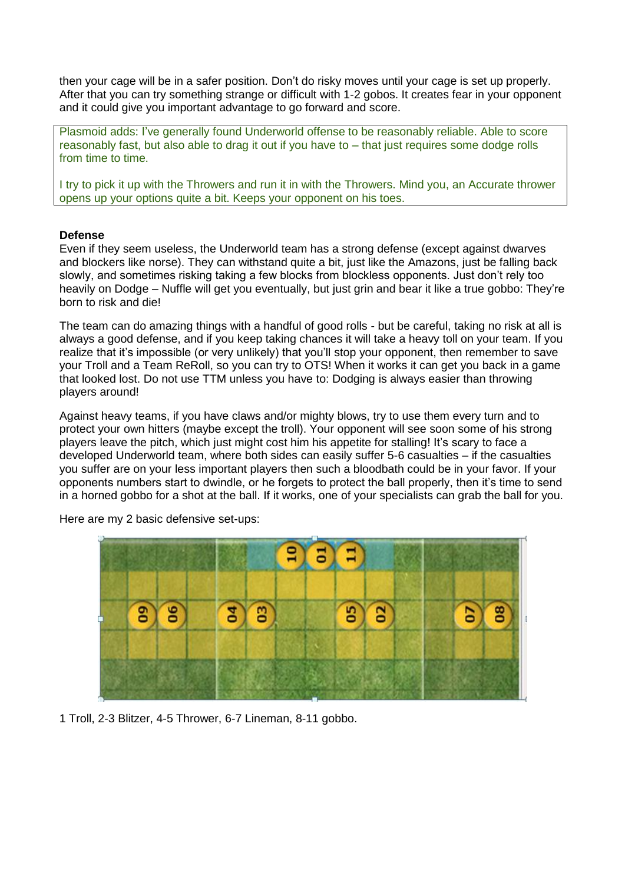then your cage will be in a safer position. Don't do risky moves until your cage is set up properly. After that you can try something strange or difficult with 1-2 gobos. It creates fear in your opponent and it could give you important advantage to go forward and score.

> Plasmoid adds: I've generally found Underworld offense to be reasonably reliable. Able to score reasonably fast, but also able to drag it out if you have to – that just requires some dodge rolls from time to time.
>
> I try to pick it up with the Throwers and run it in with the Throwers. Mind you, an Accurate thrower opens up your options quite a bit. Keeps your opponent on his toes.

**Defense**

Even if they seem useless, the Underworld team has a strong defense (except against dwarves and blockers like norse). They can withstand quite a bit, just like the Amazons, just be falling back slowly, and sometimes risking taking a few blocks from blockless opponents. Just don't rely too heavily on Dodge – Nuffle will get you eventually, but just grin and bear it like a true gobbo: They're born to risk and die!

The team can do amazing things with a handful of good rolls - but be careful, taking no risk at all is always a good defense, and if you keep taking chances it will take a heavy toll on your team. If you realize that it's impossible (or very unlikely) that you'll stop your opponent, then remember to save your Troll and a Team ReRoll, so you can try to OTS! When it works it can get you back in a game that looked lost. Do not use TTM unless you have to: Dodging is always easier than throwing players around!

Against heavy teams, if you have claws and/or mighty blows, try to use them every turn and to protect your own hitters (maybe except the troll). Your opponent will see soon some of his strong players leave the pitch, which just might cost him his appetite for stalling! It's scary to face a developed Underworld team, where both sides can easily suffer 5-6 casualties – if the casualties you suffer are on your less important players then such a bloodbath could be in your favor. If your opponents numbers start to dwindle, or he forgets to protect the ball properly, then it's time to send in a horned gobbo for a shot at the ball. If it works, one of your specialists can grab the ball for you.

Here are my 2 basic defensive set-ups:

1 Troll, 2-3 Blitzer, 4-5 Thrower, 6-7 Lineman, 8-11 gobbo.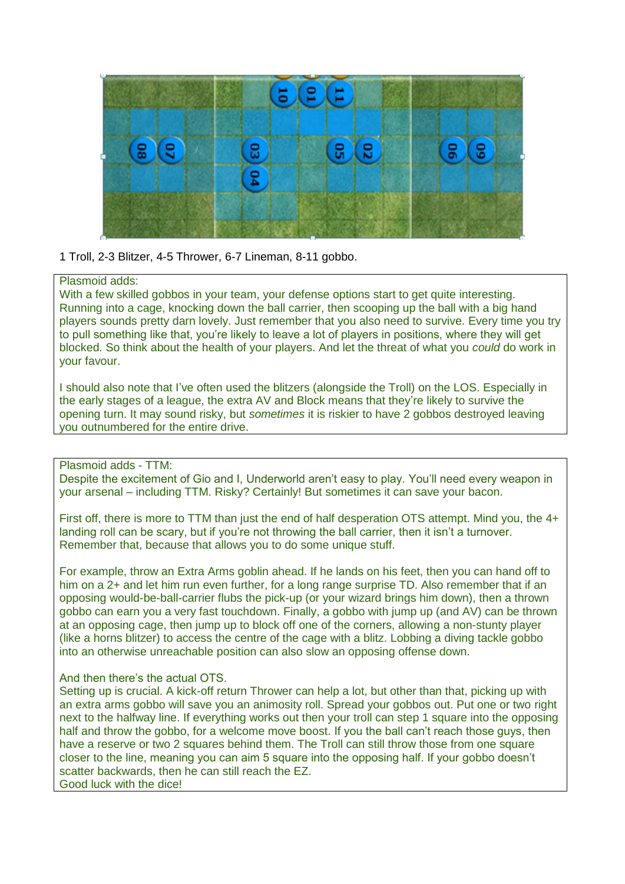1 Troll, 2-3 Blitzer, 4-5 Thrower, 6-7 Lineman, 8-11 gobbo.

Plasmoid adds:
With a few skilled gobbos in your team, your defense options start to get quite interesting. Running into a cage, knocking down the ball carrier, then scooping up the ball with a big hand players sounds pretty darn lovely. Just remember that you also need to survive. Every time you try to pull something like that, you're likely to leave a lot of players in positions, where they will get blocked. So think about the health of your players. And let the threat of what you *could* do work in your favour.

I should also note that I've often used the blitzers (alongside the Troll) on the LOS. Especially in the early stages of a league, the extra AV and Block means that they're likely to survive the opening turn. It may sound risky, but *sometimes* it is riskier to have 2 gobbos destroyed leaving you outnumbered for the entire drive.

Plasmoid adds - TTM:
Despite the excitement of Gio and I, Underworld aren't easy to play. You'll need every weapon in your arsenal – including TTM. Risky? Certainly! But sometimes it can save your bacon.

First off, there is more to TTM than just the end of half desperation OTS attempt. Mind you, the 4+ landing roll can be scary, but if you're not throwing the ball carrier, then it isn't a turnover. Remember that, because that allows you to do some unique stuff.

For example, throw an Extra Arms goblin ahead. If he lands on his feet, then you can hand off to him on a 2+ and let him run even further, for a long range surprise TD. Also remember that if an opposing would-be-ball-carrier flubs the pick-up (or your wizard brings him down), then a thrown gobbo can earn you a very fast touchdown. Finally, a gobbo with jump up (and AV) can be thrown at an opposing cage, then jump up to block off one of the corners, allowing a non-stunty player (like a horns blitzer) to access the centre of the cage with a blitz. Lobbing a diving tackle gobbo into an otherwise unreachable position can also slow an opposing offense down.

And then there's the actual OTS.
Setting up is crucial. A kick-off return Thrower can help a lot, but other than that, picking up with an extra arms gobbo will save you an animosity roll. Spread your gobbos out. Put one or two right next to the halfway line. If everything works out then your troll can step 1 square into the opposing half and throw the gobbo, for a welcome move boost. If you the ball can't reach those guys, then have a reserve or two 2 squares behind them. The Troll can still throw those from one square closer to the line, meaning you can aim 5 square into the opposing half. If your gobbo doesn't scatter backwards, then he can still reach the EZ.
Good luck with the dice!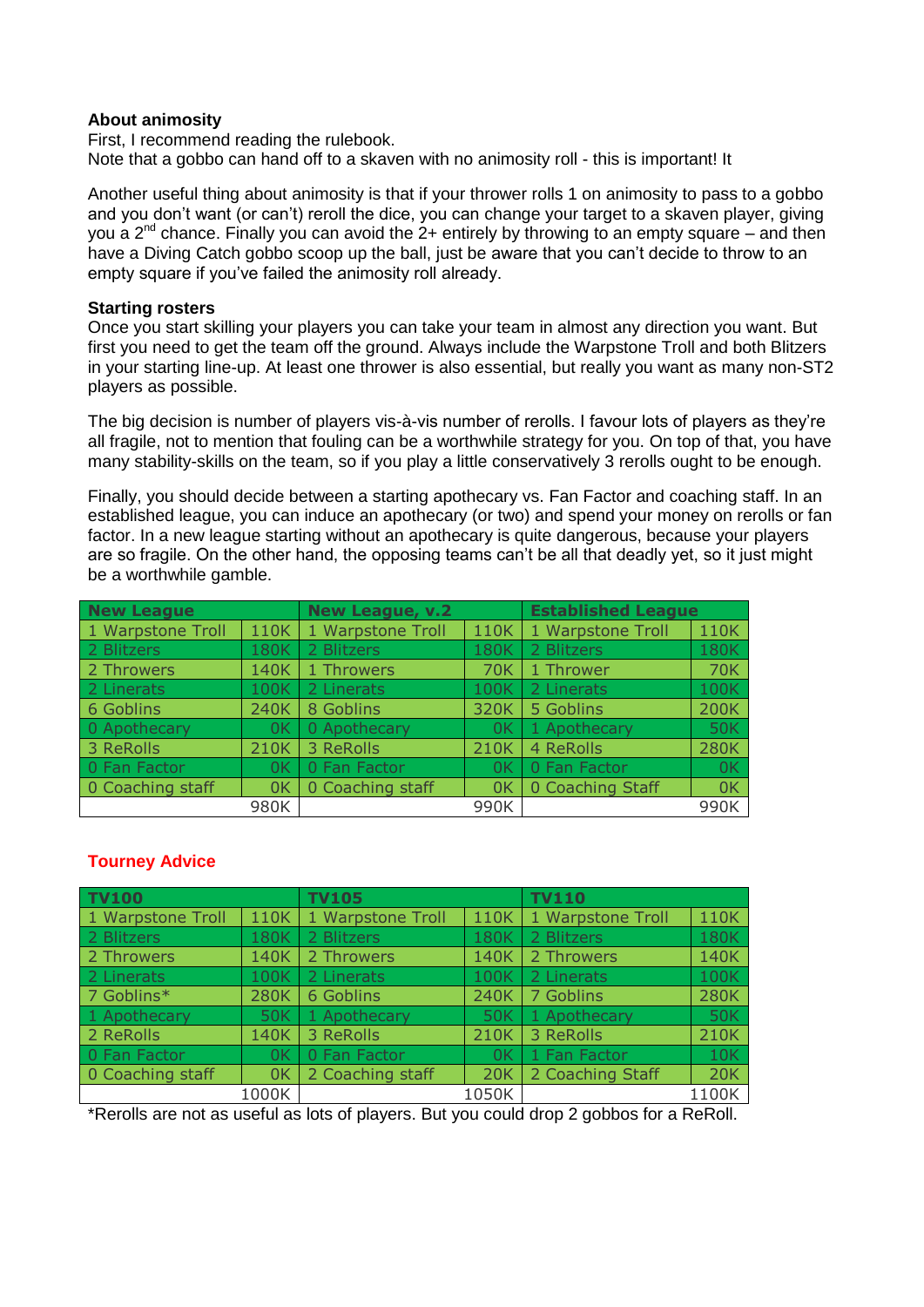**About animosity**

First, I recommend reading the rulebook.
Note that a gobbo can hand off to a skaven with no animosity roll - this is important! It

Another useful thing about animosity is that if your thrower rolls 1 on animosity to pass to a gobbo and you don't want (or can't) reroll the dice, you can change your target to a skaven player, giving you a 2nd chance. Finally you can avoid the 2+ entirely by throwing to an empty square – and then have a Diving Catch gobbo scoop up the ball, just be aware that you can't decide to throw to an empty square if you've failed the animosity roll already.

**Starting rosters**

Once you start skilling your players you can take your team in almost any direction you want. But first you need to get the team off the ground. Always include the Warpstone Troll and both Blitzers in your starting line-up. At least one thrower is also essential, but really you want as many non-ST2 players as possible.

The big decision is number of players vis-à-vis number of rerolls. I favour lots of players as they're all fragile, not to mention that fouling can be a worthwhile strategy for you. On top of that, you have many stability-skills on the team, so if you play a little conservatively 3 rerolls ought to be enough.

Finally, you should decide between a starting apothecary vs. Fan Factor and coaching staff. In an established league, you can induce an apothecary (or two) and spend your money on rerolls or fan factor. In a new league starting without an apothecary is quite dangerous, because your players are so fragile. On the other hand, the opposing teams can't be all that deadly yet, so it just might be a worthwhile gamble.

| New League | | New League, v.2 | | Established League | |
|---|---|---|---|---|---|
| 1 Warpstone Troll | 110K | 1 Warpstone Troll | 110K | 1 Warpstone Troll | 110K |
| 2 Blitzers | 180K | 2 Blitzers | 180K | 2 Blitzers | 180K |
| 2 Throwers | 140K | 1 Throwers | 70K | 1 Thrower | 70K |
| 2 Linerats | 100K | 2 Linerats | 100K | 2 Linerats | 100K |
| 6 Goblins | 240K | 8 Goblins | 320K | 5 Goblins | 200K |
| 0 Apothecary | 0K | 0 Apothecary | 0K | 1 Apothecary | 50K |
| 3 ReRolls | 210K | 3 ReRolls | 210K | 4 ReRolls | 280K |
| 0 Fan Factor | 0K | 0 Fan Factor | 0K | 0 Fan Factor | 0K |
| 0 Coaching staff | 0K | 0 Coaching staff | 0K | 0 Coaching Staff | 0K |
| | 980K | | 990K | | 990K |

## Tourney Advice

| TV100 | | TV105 | | TV110 | |
|---|---|---|---|---|---|
| 1 Warpstone Troll | 110K | 1 Warpstone Troll | 110K | 1 Warpstone Troll | 110K |
| 2 Blitzers | 180K | 2 Blitzers | 180K | 2 Blitzers | 180K |
| 2 Throwers | 140K | 2 Throwers | 140K | 2 Throwers | 140K |
| 2 Linerats | 100K | 2 Linerats | 100K | 2 Linerats | 100K |
| 7 Goblins* | 280K | 6 Goblins | 240K | 7 Goblins | 280K |
| 1 Apothecary | 50K | 1 Apothecary | 50K | 1 Apothecary | 50K |
| 2 ReRolls | 140K | 3 ReRolls | 210K | 3 ReRolls | 210K |
| 0 Fan Factor | 0K | 0 Fan Factor | 0K | 1 Fan Factor | 10K |
| 0 Coaching staff | 0K | 2 Coaching staff | 20K | 2 Coaching Staff | 20K |
| | 1000K | | 1050K | | 1100K |

*Rerolls are not as useful as lots of players. But you could drop 2 gobbos for a ReRoll.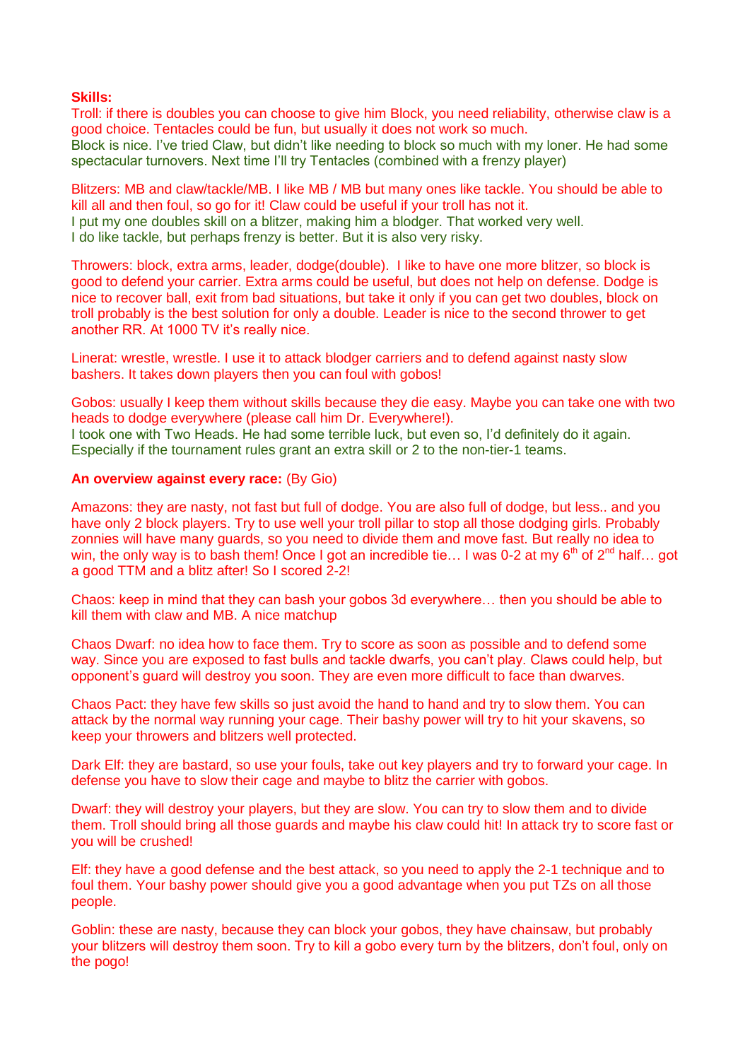**Skills:**

Troll: if there is doubles you can choose to give him Block, you need reliability, otherwise claw is a good choice. Tentacles could be fun, but usually it does not work so much.
Block is nice. I've tried Claw, but didn't like needing to block so much with my loner. He had some spectacular turnovers. Next time I'll try Tentacles (combined with a frenzy player)

Blitzers: MB and claw/tackle/MB. I like MB / MB but many ones like tackle. You should be able to kill all and then foul, so go for it! Claw could be useful if your troll has not it.
I put my one doubles skill on a blitzer, making him a blodger. That worked very well.
I do like tackle, but perhaps frenzy is better. But it is also very risky.

Throwers: block, extra arms, leader, dodge(double). I like to have one more blitzer, so block is good to defend your carrier. Extra arms could be useful, but does not help on defense. Dodge is nice to recover ball, exit from bad situations, but take it only if you can get two doubles, block on troll probably is the best solution for only a double. Leader is nice to the second thrower to get another RR. At 1000 TV it's really nice.

Linerat: wrestle, wrestle. I use it to attack blodger carriers and to defend against nasty slow bashers. It takes down players then you can foul with gobos!

Gobos: usually I keep them without skills because they die easy. Maybe you can take one with two heads to dodge everywhere (please call him Dr. Everywhere!).
I took one with Two Heads. He had some terrible luck, but even so, I'd definitely do it again. Especially if the tournament rules grant an extra skill or 2 to the non-tier-1 teams.

**An overview against every race:** (By Gio)

Amazons: they are nasty, not fast but full of dodge. You are also full of dodge, but less.. and you have only 2 block players. Try to use well your troll pillar to stop all those dodging girls. Probably zonnies will have many guards, so you need to divide them and move fast. But really no idea to win, the only way is to bash them! Once I got an incredible tie… I was 0-2 at my 6th of 2nd half… got a good TTM and a blitz after! So I scored 2-2!

Chaos: keep in mind that they can bash your gobos 3d everywhere… then you should be able to kill them with claw and MB. A nice matchup

Chaos Dwarf: no idea how to face them. Try to score as soon as possible and to defend some way. Since you are exposed to fast bulls and tackle dwarfs, you can't play. Claws could help, but opponent's guard will destroy you soon. They are even more difficult to face than dwarves.

Chaos Pact: they have few skills so just avoid the hand to hand and try to slow them. You can attack by the normal way running your cage. Their bashy power will try to hit your skavens, so keep your throwers and blitzers well protected.

Dark Elf: they are bastard, so use your fouls, take out key players and try to forward your cage. In defense you have to slow their cage and maybe to blitz the carrier with gobos.

Dwarf: they will destroy your players, but they are slow. You can try to slow them and to divide them. Troll should bring all those guards and maybe his claw could hit! In attack try to score fast or you will be crushed!

Elf: they have a good defense and the best attack, so you need to apply the 2-1 technique and to foul them. Your bashy power should give you a good advantage when you put TZs on all those people.

Goblin: these are nasty, because they can block your gobos, they have chainsaw, but probably your blitzers will destroy them soon. Try to kill a gobo every turn by the blitzers, don't foul, only on the pogo!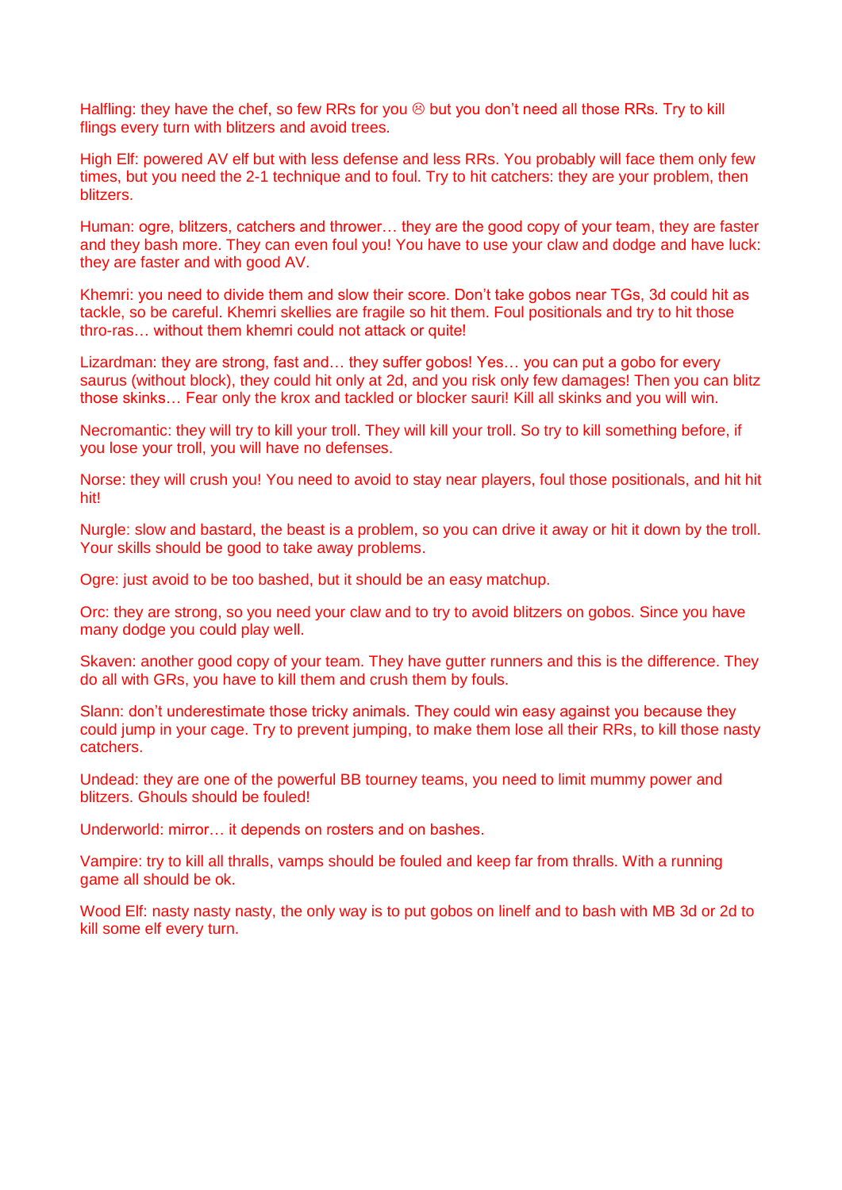Halfling: they have the chef, so few RRs for you ☹ but you don't need all those RRs. Try to kill flings every turn with blitzers and avoid trees.

High Elf: powered AV elf but with less defense and less RRs. You probably will face them only few times, but you need the 2-1 technique and to foul. Try to hit catchers: they are your problem, then blitzers.

Human: ogre, blitzers, catchers and thrower… they are the good copy of your team, they are faster and they bash more. They can even foul you! You have to use your claw and dodge and have luck: they are faster and with good AV.

Khemri: you need to divide them and slow their score. Don't take gobos near TGs, 3d could hit as tackle, so be careful. Khemri skellies are fragile so hit them. Foul positionals and try to hit those thro-ras… without them khemri could not attack or quite!

Lizardman: they are strong, fast and… they suffer gobos! Yes… you can put a gobo for every saurus (without block), they could hit only at 2d, and you risk only few damages! Then you can blitz those skinks… Fear only the krox and tackled or blocker sauri! Kill all skinks and you will win.

Necromantic: they will try to kill your troll. They will kill your troll. So try to kill something before, if you lose your troll, you will have no defenses.

Norse: they will crush you! You need to avoid to stay near players, foul those positionals, and hit hit hit!

Nurgle: slow and bastard, the beast is a problem, so you can drive it away or hit it down by the troll. Your skills should be good to take away problems.

Ogre: just avoid to be too bashed, but it should be an easy matchup.

Orc: they are strong, so you need your claw and to try to avoid blitzers on gobos. Since you have many dodge you could play well.

Skaven: another good copy of your team. They have gutter runners and this is the difference. They do all with GRs, you have to kill them and crush them by fouls.

Slann: don't underestimate those tricky animals. They could win easy against you because they could jump in your cage. Try to prevent jumping, to make them lose all their RRs, to kill those nasty catchers.

Undead: they are one of the powerful BB tourney teams, you need to limit mummy power and blitzers. Ghouls should be fouled!

Underworld: mirror… it depends on rosters and on bashes.

Vampire: try to kill all thralls, vamps should be fouled and keep far from thralls. With a running game all should be ok.

Wood Elf: nasty nasty nasty, the only way is to put gobos on linelf and to bash with MB 3d or 2d to kill some elf every turn.